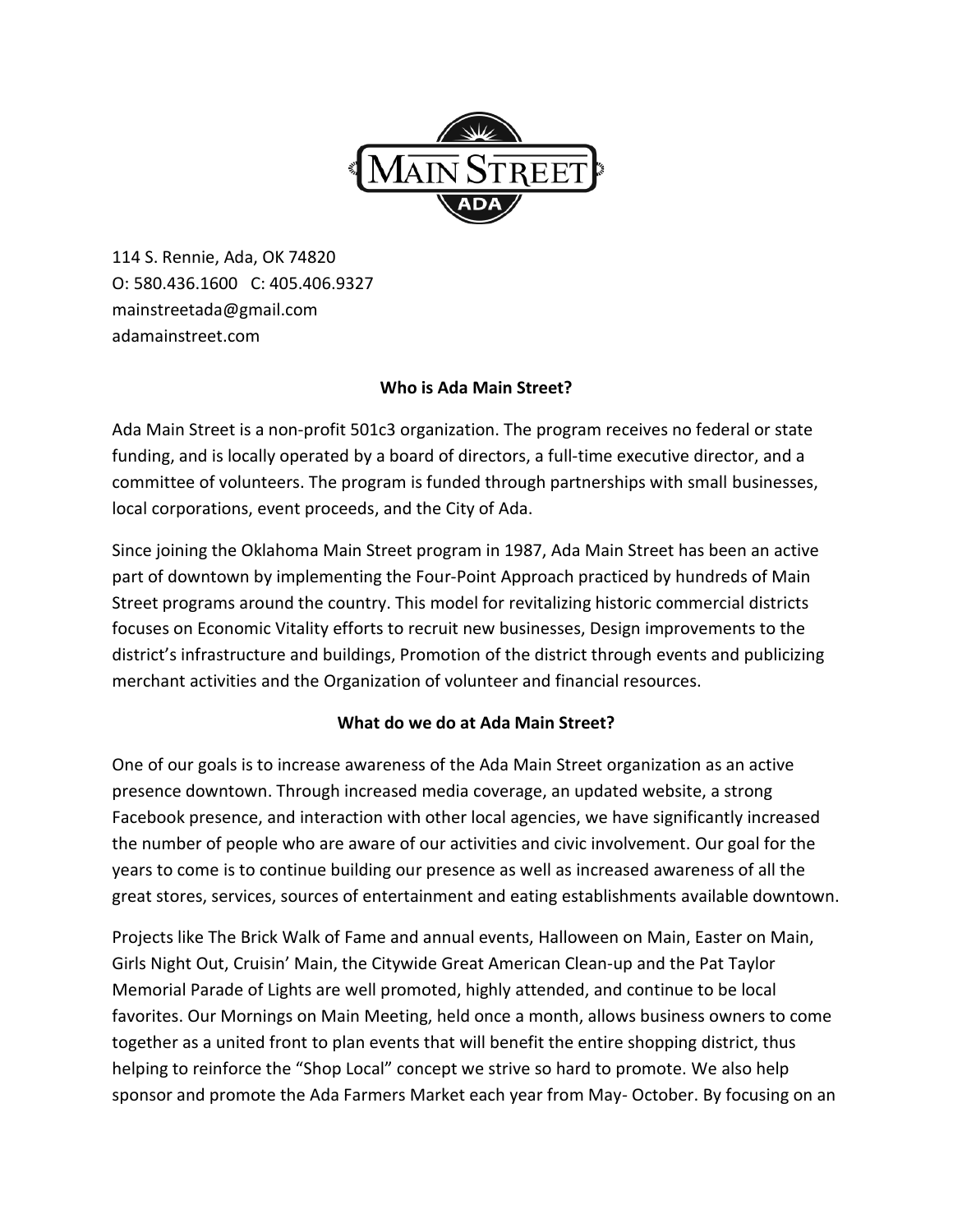114 S. Rennie, Ada, OK 74820
O: 580.436.1600   C: 405.406.9327
mainstreetada@gmail.com
adamainstreet.com

## Who is Ada Main Street?

Ada Main Street is a non-profit 501c3 organization. The program receives no federal or state funding, and is locally operated by a board of directors, a full-time executive director, and a committee of volunteers. The program is funded through partnerships with small businesses, local corporations, event proceeds, and the City of Ada.

Since joining the Oklahoma Main Street program in 1987, Ada Main Street has been an active part of downtown by implementing the Four-Point Approach practiced by hundreds of Main Street programs around the country. This model for revitalizing historic commercial districts focuses on Economic Vitality efforts to recruit new businesses, Design improvements to the district's infrastructure and buildings, Promotion of the district through events and publicizing merchant activities and the Organization of volunteer and financial resources.

## What do we do at Ada Main Street?

One of our goals is to increase awareness of the Ada Main Street organization as an active presence downtown. Through increased media coverage, an updated website, a strong Facebook presence, and interaction with other local agencies, we have significantly increased the number of people who are aware of our activities and civic involvement. Our goal for the years to come is to continue building our presence as well as increased awareness of all the great stores, services, sources of entertainment and eating establishments available downtown.

Projects like The Brick Walk of Fame and annual events, Halloween on Main, Easter on Main, Girls Night Out, Cruisin' Main, the Citywide Great American Clean-up and the Pat Taylor Memorial Parade of Lights are well promoted, highly attended, and continue to be local favorites. Our Mornings on Main Meeting, held once a month, allows business owners to come together as a united front to plan events that will benefit the entire shopping district, thus helping to reinforce the "Shop Local" concept we strive so hard to promote. We also help sponsor and promote the Ada Farmers Market each year from May- October. By focusing on an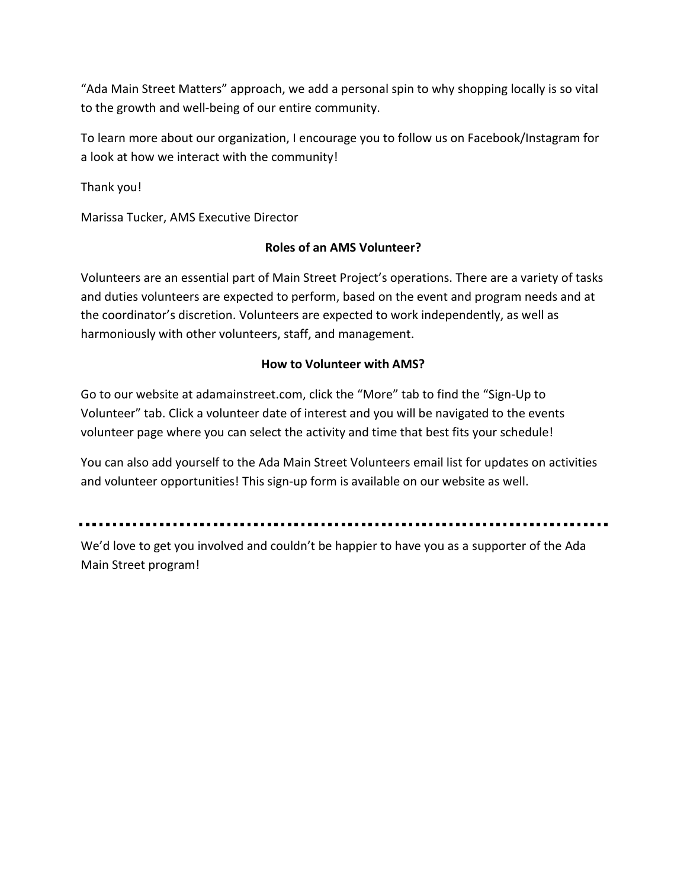"Ada Main Street Matters" approach, we add a personal spin to why shopping locally is so vital to the growth and well-being of our entire community.

To learn more about our organization, I encourage you to follow us on Facebook/Instagram for a look at how we interact with the community!

Thank you!

Marissa Tucker, AMS Executive Director

**Roles of an AMS Volunteer?**

Volunteers are an essential part of Main Street Project's operations. There are a variety of tasks and duties volunteers are expected to perform, based on the event and program needs and at the coordinator's discretion. Volunteers are expected to work independently, as well as harmoniously with other volunteers, staff, and management.

**How to Volunteer with AMS?**

Go to our website at adamainstreet.com, click the "More" tab to find the "Sign-Up to Volunteer" tab. Click a volunteer date of interest and you will be navigated to the events volunteer page where you can select the activity and time that best fits your schedule!

You can also add yourself to the Ada Main Street Volunteers email list for updates on activities and volunteer opportunities! This sign-up form is available on our website as well.

---

We'd love to get you involved and couldn't be happier to have you as a supporter of the Ada Main Street program!